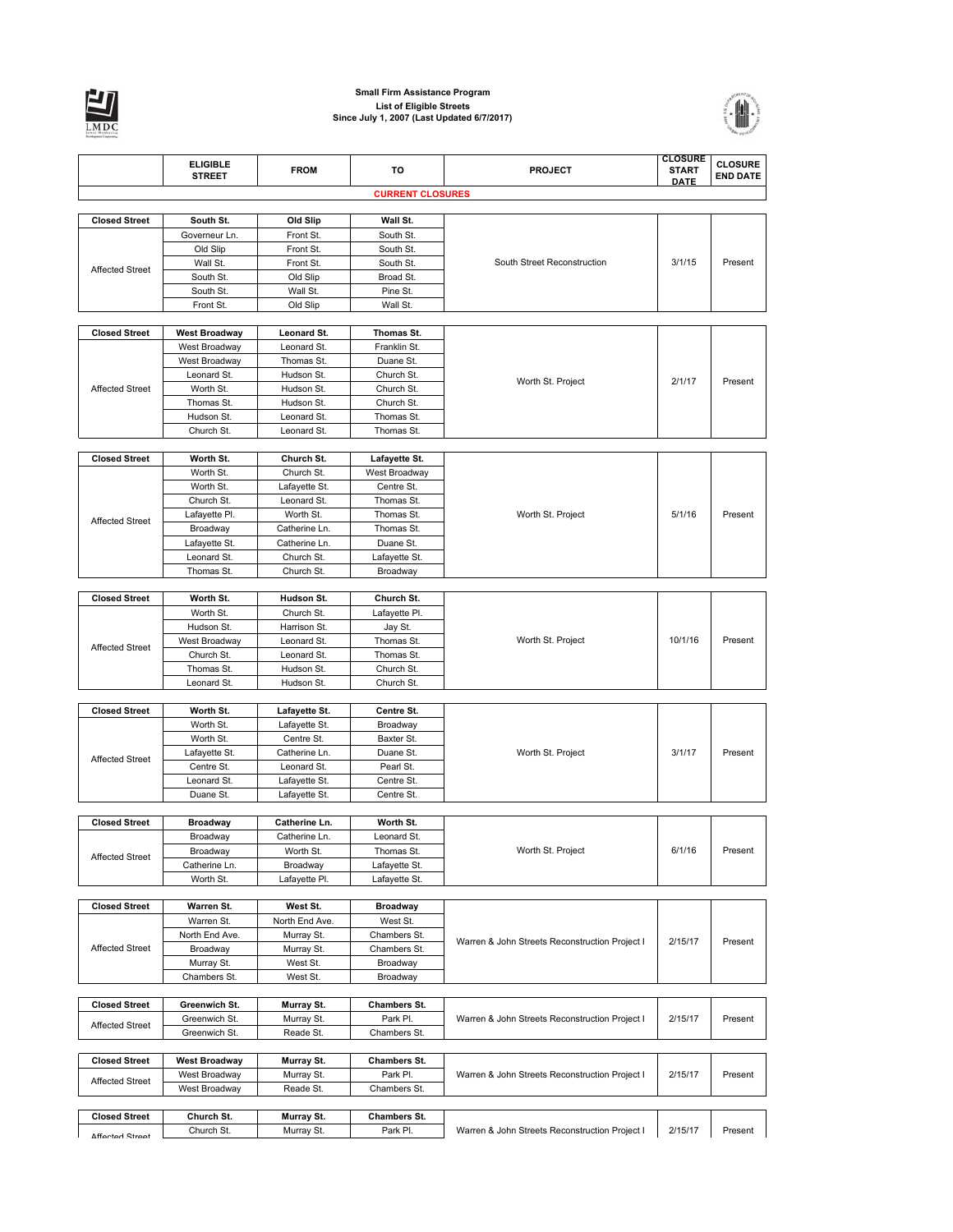**Small Firm Assistance Program**
**List of Eligible Streets**
**Since July 1, 2007 (Last Updated 6/7/2017)**

| | ELIGIBLE STREET | FROM | TO | PROJECT | CLOSURE START DATE | CLOSURE END DATE |
|---|---|---|---|---|---|---|
| | | | **CURRENT CLOSURES** | | | |
| **Closed Street** | **South St.** | **Old Slip** | **Wall St.** | South Street Reconstruction | 3/1/15 | Present |
| Affected Street | Governeur Ln. | Front St. | South St. | | | |
| | Old Slip | Front St. | South St. | | | |
| | Wall St. | Front St. | South St. | | | |
| | South St. | Old Slip | Broad St. | | | |
| | South St. | Wall St. | Pine St. | | | |
| | Front St. | Old Slip | Wall St. | | | |
| **Closed Street** | **West Broadway** | **Leonard St.** | **Thomas St.** | Worth St. Project | 2/1/17 | Present |
| Affected Street | West Broadway | Leonard St. | Franklin St. | | | |
| | West Broadway | Thomas St. | Duane St. | | | |
| | Leonard St. | Hudson St. | Church St. | | | |
| | Worth St. | Hudson St. | Church St. | | | |
| | Thomas St. | Hudson St. | Church St. | | | |
| | Hudson St. | Leonard St. | Thomas St. | | | |
| | Church St. | Leonard St. | Thomas St. | | | |
| **Closed Street** | **Worth St.** | **Church St.** | **Lafayette St.** | Worth St. Project | 5/1/16 | Present |
| Affected Street | Worth St. | Church St. | West Broadway | | | |
| | Worth St. | Lafayette St. | Centre St. | | | |
| | Church St. | Leonard St. | Thomas St. | | | |
| | Lafayette Pl. | Worth St. | Thomas St. | | | |
| | Broadway | Catherine Ln. | Thomas St. | | | |
| | Lafayette St. | Catherine Ln. | Duane St. | | | |
| | Leonard St. | Church St. | Lafayette St. | | | |
| | Thomas St. | Church St. | Broadway | | | |
| **Closed Street** | **Worth St.** | **Hudson St.** | **Church St.** | Worth St. Project | 10/1/16 | Present |
| Affected Street | Worth St. | Church St. | Lafayette Pl. | | | |
| | Hudson St. | Harrison St. | Jay St. | | | |
| | West Broadway | Leonard St. | Thomas St. | | | |
| | Church St. | Leonard St. | Thomas St. | | | |
| | Thomas St. | Hudson St. | Church St. | | | |
| | Leonard St. | Hudson St. | Church St. | | | |
| **Closed Street** | **Worth St.** | **Lafayette St.** | **Centre St.** | Worth St. Project | 3/1/17 | Present |
| Affected Street | Worth St. | Lafayette St. | Broadway | | | |
| | Worth St. | Centre St. | Baxter St. | | | |
| | Lafayette St. | Catherine Ln. | Duane St. | | | |
| | Centre St. | Leonard St. | Pearl St. | | | |
| | Leonard St. | Lafayette St. | Centre St. | | | |
| | Duane St. | Lafayette St. | Centre St. | | | |
| **Closed Street** | **Broadway** | **Catherine Ln.** | **Worth St.** | Worth St. Project | 6/1/16 | Present |
| Affected Street | Broadway | Catherine Ln. | Leonard St. | | | |
| | Broadway | Worth St. | Thomas St. | | | |
| | Catherine Ln. | Broadway | Lafayette St. | | | |
| | Worth St. | Lafayette Pl. | Lafayette St. | | | |
| **Closed Street** | **Warren St.** | **West St.** | **Broadway** | Warren & John Streets Reconstruction Project I | 2/15/17 | Present |
| Affected Street | Warren St. | North End Ave. | West St. | | | |
| | North End Ave. | Murray St. | Chambers St. | | | |
| | Broadway | Murray St. | Chambers St. | | | |
| | Murray St. | West St. | Broadway | | | |
| | Chambers St. | West St. | Broadway | | | |
| **Closed Street** | **Greenwich St.** | **Murray St.** | **Chambers St.** | Warren & John Streets Reconstruction Project I | 2/15/17 | Present |
| Affected Street | Greenwich St. | Murray St. | Park Pl. | | | |
| | Greenwich St. | Reade St. | Chambers St. | | | |
| **Closed Street** | **West Broadway** | **Murray St.** | **Chambers St.** | Warren & John Streets Reconstruction Project I | 2/15/17 | Present |
| Affected Street | West Broadway | Murray St. | Park Pl. | | | |
| | West Broadway | Reade St. | Chambers St. | | | |
| **Closed Street** | **Church St.** | **Murray St.** | **Chambers St.** | Warren & John Streets Reconstruction Project I | 2/15/17 | Present |
| Affected Street | Church St. | Murray St. | Park Pl. | | | |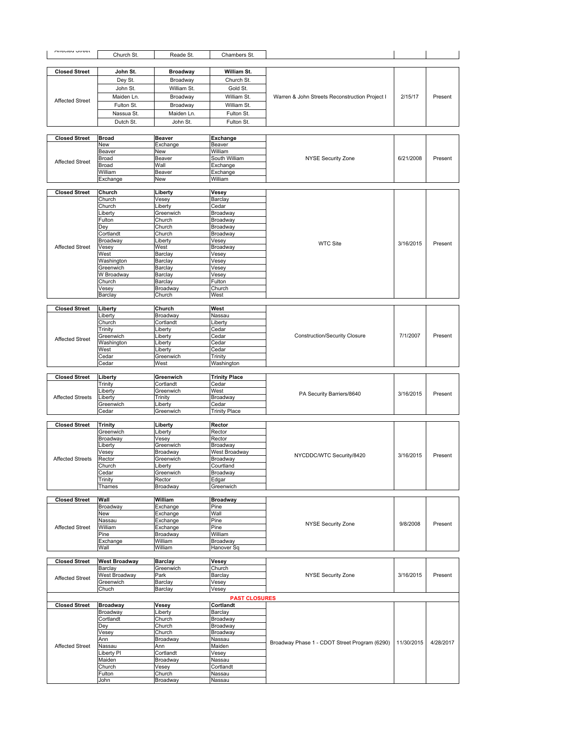| Affected Street | Church St. | Reade St. | Chambers St. | | | |
|---|---|---|---|---|---|---|

| Closed Street | John St. | Broadway | William St. | | | |
|---|---|---|---|---|---|---|
| Affected Street | Dey St. | Broadway | Church St. | Warren & John Streets Reconstruction Project I | 2/15/17 | Present |
| | John St. | William St. | Gold St. | | | |
| | Maiden Ln. | Broadway | William St. | | | |
| | Fulton St. | Broadway | William St. | | | |
| | Nassua St. | Maiden Ln. | Fulton St. | | | |
| | Dutch St. | John St. | Fulton St. | | | |

| Closed Street | Broad | Beaver | Exchange | | | |
|---|---|---|---|---|---|---|
| Affected Street | New | Exchange | Beaver | NYSE Security Zone | 6/21/2008 | Present |
| | Beaver | New | William | | | |
| | Broad | Beaver | South William | | | |
| | Broad | Wall | Exchange | | | |
| | William | Beaver | Exchange | | | |
| | Exchange | New | William | | | |

| Closed Street | Church | Liberty | Vesey | | | |
|---|---|---|---|---|---|---|
| Affected Street | Church | Vesey | Barclay | WTC Site | 3/16/2015 | Present |
| | Church | Liberty | Cedar | | | |
| | Liberty | Greenwich | Broadway | | | |
| | Fulton | Church | Broadway | | | |
| | Dey | Church | Broadway | | | |
| | Cortlandt | Church | Broadway | | | |
| | Broadway | Liberty | Vesey | | | |
| | Vesey | West | Broadway | | | |
| | West | Barclay | Vesey | | | |
| | Washington | Barclay | Vesey | | | |
| | Greenwich | Barclay | Vesey | | | |
| | W Broadway | Barclay | Vesey | | | |
| | Church | Barclay | Fulton | | | |
| | Vesey | Broadway | Church | | | |
| | Barclay | Church | West | | | |

| Closed Street | Liberty | Church | West | | | |
|---|---|---|---|---|---|---|
| Affected Street | Liberty | Broadway | Nassau | Construction/Security Closure | 7/1/2007 | Present |
| | Church | Cortlandt | Liberty | | | |
| | Trinity | Liberty | Cedar | | | |
| | Greenwich | Liberty | Cedar | | | |
| | Washington | Liberty | Cedar | | | |
| | West | Liberty | Cedar | | | |
| | Cedar | Greenwich | Trinity | | | |
| | Cedar | West | Washington | | | |

| Closed Street | Liberty | Greenwich | Trinity Place | | | |
|---|---|---|---|---|---|---|
| Affected Streets | Trinity | Cortlandt | Cedar | PA Security Barriers/8640 | 3/16/2015 | Present |
| | Liberty | Greenwich | West | | | |
| | Liberty | Trinity | Broadway | | | |
| | Greenwich | Liberty | Cedar | | | |
| | Cedar | Greenwich | Trinity Place | | | |

| Closed Street | Trinity | Liberty | Rector | | | |
|---|---|---|---|---|---|---|
| Affected Streets | Greenwich | Liberty | Rector | NYCDDC/WTC Security/8420 | 3/16/2015 | Present |
| | Broadway | Vesey | Rector | | | |
| | Liberty | Greenwich | Broadway | | | |
| | Vesey | Broadway | West Broadway | | | |
| | Rector | Greenwich | Broadway | | | |
| | Church | Liberty | Courtland | | | |
| | Cedar | Greenwich | Broadway | | | |
| | Trinity | Rector | Edgar | | | |
| | Thames | Broadway | Greenwich | | | |

| Closed Street | Wall | William | Broadway | | | |
|---|---|---|---|---|---|---|
| Affected Street | Broadway | Exchange | Pine | NYSE Security Zone | 9/8/2008 | Present |
| | New | Exchange | Wall | | | |
| | Nassau | Exchange | Pine | | | |
| | William | Exchange | Pine | | | |
| | Pine | Broadway | William | | | |
| | Exchange | William | Broadway | | | |
| | Wall | William | Hanover Sq | | | |

| Closed Street | West Broadway | Barclay | Vesey | | | |
|---|---|---|---|---|---|---|
| Affected Street | Barclay | Greenwich | Church | NYSE Security Zone | 3/16/2015 | Present |
| | West Broadway | Park | Barclay | | | |
| | Greenwich | Barclay | Vesey | | | |
| | Chuch | Barclay | Vesey | | | |

**PAST CLOSURES**

| Closed Street | Broadway | Vesey | Cortlandt | | | |
|---|---|---|---|---|---|---|
| Affected Street | Broadway | Liberty | Barclay | Broadway Phase 1 - CDOT Street Program (6290) | 11/30/2015 | 4/28/2017 |
| | Cortlandt | Church | Broadway | | | |
| | Dey | Church | Broadway | | | |
| | Vesey | Church | Broadway | | | |
| | Ann | Broadway | Nassau | | | |
| | Nassau | Ann | Maiden | | | |
| | Liberty Pl | Cortlandt | Vesey | | | |
| | Maiden | Broadway | Nassau | | | |
| | Church | Vesey | Cortlandt | | | |
| | Fulton | Church | Nassau | | | |
| | John | Broadway | Nassau | | | |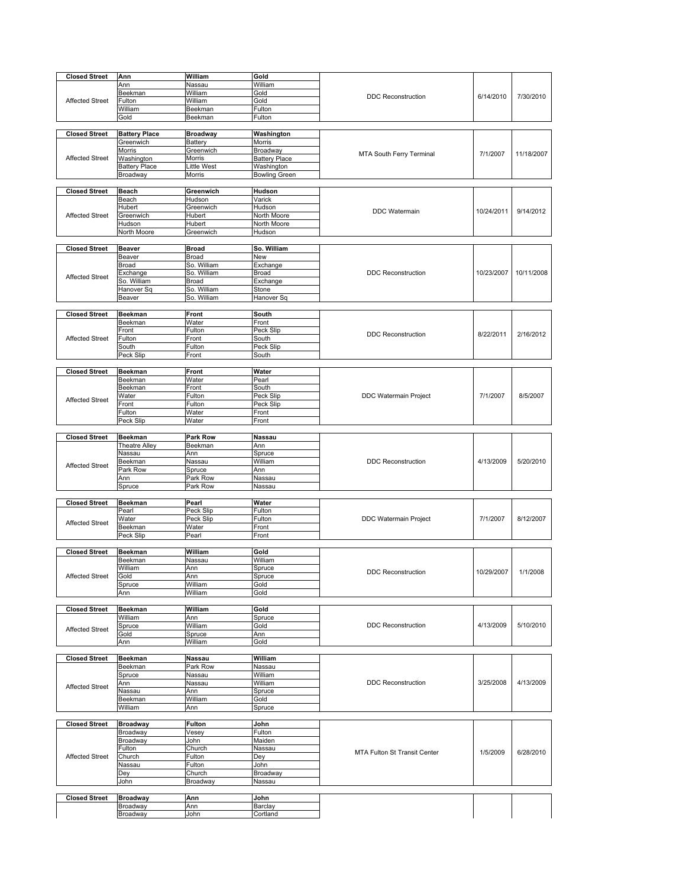| Closed Street | Ann | William | Gold | | | |
|---|---|---|---|---|---|---|
| Affected Street | Ann | Nassau | William | DDC Reconstruction | 6/14/2010 | 7/30/2010 |
| | Beekman | William | Gold | | | |
| | Fulton | William | Gold | | | |
| | William | Beekman | Fulton | | | |
| | Gold | Beekman | Fulton | | | |

| Closed Street | Battery Place | Broadway | Washington | | | |
|---|---|---|---|---|---|---|
| Affected Street | Greenwich | Battery | Morris | MTA South Ferry Terminal | 7/1/2007 | 11/18/2007 |
| | Morris | Greenwich | Broadway | | | |
| | Washington | Morris | Battery Place | | | |
| | Battery Place | Little West | Washington | | | |
| | Broadway | Morris | Bowling Green | | | |

| Closed Street | Beach | Greenwich | Hudson | | | |
|---|---|---|---|---|---|---|
| Affected Street | Beach | Hudson | Varick | DDC Watermain | 10/24/2011 | 9/14/2012 |
| | Hubert | Greenwich | Hudson | | | |
| | Greenwich | Hubert | North Moore | | | |
| | Hudson | Hubert | North Moore | | | |
| | North Moore | Greenwich | Hudson | | | |

| Closed Street | Beaver | Broad | So. William | | | |
|---|---|---|---|---|---|---|
| Affected Street | Beaver | Broad | New | DDC Reconstruction | 10/23/2007 | 10/11/2008 |
| | Broad | So. William | Exchange | | | |
| | Exchange | So. William | Broad | | | |
| | So. William | Broad | Exchange | | | |
| | Hanover Sq | So. William | Stone | | | |
| | Beaver | So. William | Hanover Sq | | | |

| Closed Street | Beekman | Front | South | | | |
|---|---|---|---|---|---|---|
| Affected Street | Beekman | Water | Front | DDC Reconstruction | 8/22/2011 | 2/16/2012 |
| | Front | Fulton | Peck Slip | | | |
| | Fulton | Front | South | | | |
| | South | Fulton | Peck Slip | | | |
| | Peck Slip | Front | South | | | |

| Closed Street | Beekman | Front | Water | | | |
|---|---|---|---|---|---|---|
| Affected Street | Beekman | Water | Pearl | DDC Watermain Project | 7/1/2007 | 8/5/2007 |
| | Beekman | Front | South | | | |
| | Water | Fulton | Peck Slip | | | |
| | Front | Fulton | Peck Slip | | | |
| | Fulton | Water | Front | | | |
| | Peck Slip | Water | Front | | | |

| Closed Street | Beekman | Park Row | Nassau | | | |
|---|---|---|---|---|---|---|
| Affected Street | Theatre Alley | Beekman | Ann | DDC Reconstruction | 4/13/2009 | 5/20/2010 |
| | Nassau | Ann | Spruce | | | |
| | Beekman | Nassau | William | | | |
| | Park Row | Spruce | Ann | | | |
| | Ann | Park Row | Nassau | | | |
| | Spruce | Park Row | Nassau | | | |

| Closed Street | Beekman | Pearl | Water | | | |
|---|---|---|---|---|---|---|
| Affected Street | Pearl | Peck Slip | Fulton | DDC Watermain Project | 7/1/2007 | 8/12/2007 |
| | Water | Peck Slip | Fulton | | | |
| | Beekman | Water | Front | | | |
| | Peck Slip | Pearl | Front | | | |

| Closed Street | Beekman | William | Gold | | | |
|---|---|---|---|---|---|---|
| Affected Street | Beekman | Nassau | William | DDC Reconstruction | 10/29/2007 | 1/1/2008 |
| | William | Ann | Spruce | | | |
| | Gold | Ann | Spruce | | | |
| | Spruce | William | Gold | | | |
| | Ann | William | Gold | | | |

| Closed Street | Beekman | William | Gold | | | |
|---|---|---|---|---|---|---|
| Affected Street | William | Ann | Spruce | DDC Reconstruction | 4/13/2009 | 5/10/2010 |
| | Spruce | William | Gold | | | |
| | Gold | Spruce | Ann | | | |
| | Ann | William | Gold | | | |

| Closed Street | Beekman | Nassau | William | | | |
|---|---|---|---|---|---|---|
| Affected Street | Beekman | Park Row | Nassau | DDC Reconstruction | 3/25/2008 | 4/13/2009 |
| | Spruce | Nassau | William | | | |
| | Ann | Nassau | William | | | |
| | Nassau | Ann | Spruce | | | |
| | Beekman | William | Gold | | | |
| | William | Ann | Spruce | | | |

| Closed Street | Broadway | Fulton | John | | | |
|---|---|---|---|---|---|---|
| Affected Street | Broadway | Vesey | Fulton | MTA Fulton St Transit Center | 1/5/2009 | 6/28/2010 |
| | Broadway | John | Maiden | | | |
| | Fulton | Church | Nassau | | | |
| | Church | Fulton | Dey | | | |
| | Nassau | Fulton | John | | | |
| | Dey | Church | Broadway | | | |
| | John | Broadway | Nassau | | | |

| Closed Street | Broadway | Ann | John | | | |
|---|---|---|---|---|---|---|
| | Broadway | Ann | Barclay | | | |
| | Broadway | John | Cortland | | | |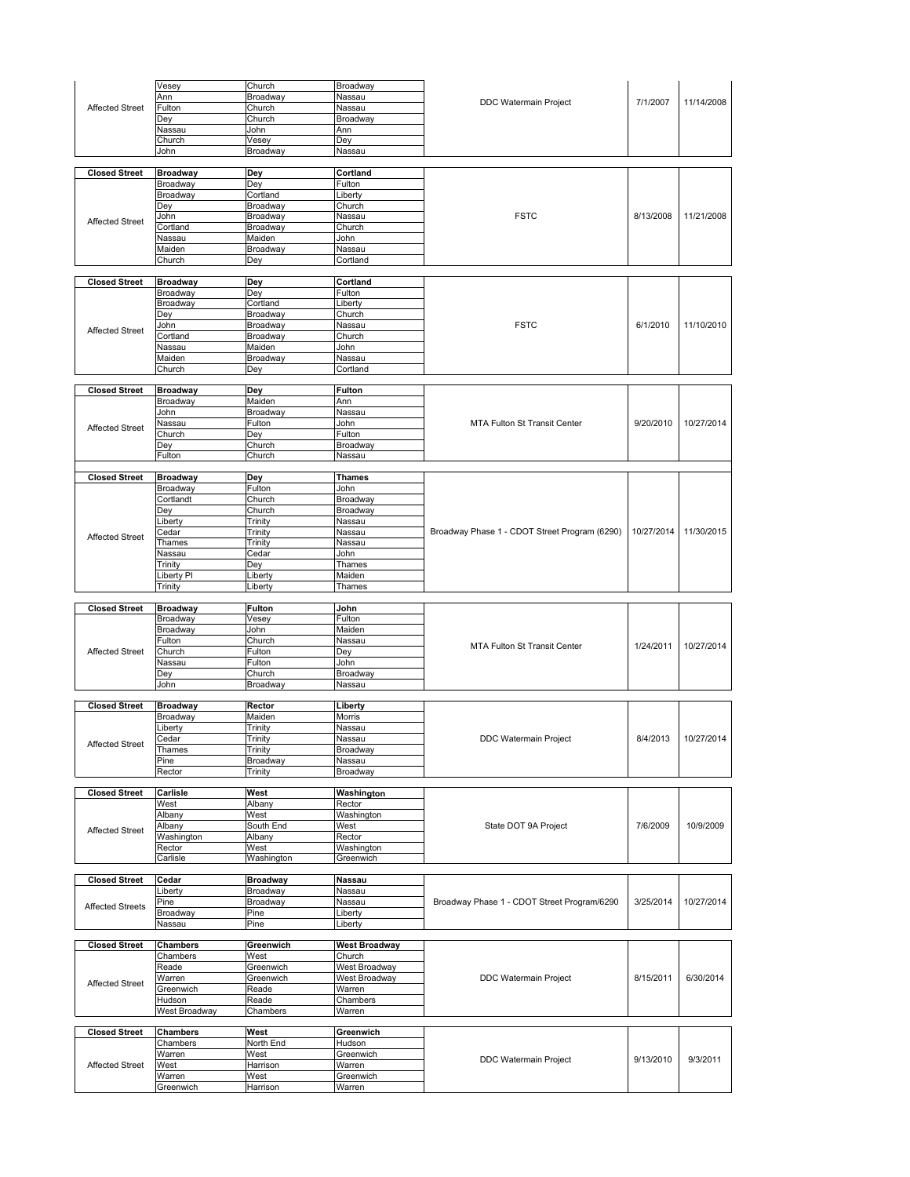| | | | | | | |
|---|---|---|---|---|---|---|
| Affected Street | Vesey | Church | Broadway | DDC Watermain Project | 7/1/2007 | 11/14/2008 |
| | Ann | Broadway | Nassau | | | |
| | Fulton | Church | Nassau | | | |
| | Dey | Church | Broadway | | | |
| | Nassau | John | Ann | | | |
| | Church | Vesey | Dey | | | |
| | John | Broadway | Nassau | | | |

| | | | | | | |
|---|---|---|---|---|---|---|
| **Closed Street** | **Broadway** | **Dey** | **Cortland** | FSTC | 8/13/2008 | 11/21/2008 |
| Affected Street | Broadway | Dey | Fulton | | | |
| | Broadway | Cortland | Liberty | | | |
| | Dey | Broadway | Church | | | |
| | John | Broadway | Nassau | | | |
| | Cortland | Broadway | Church | | | |
| | Nassau | Maiden | John | | | |
| | Maiden | Broadway | Nassau | | | |
| | Church | Dey | Cortland | | | |

| | | | | | | |
|---|---|---|---|---|---|---|
| **Closed Street** | **Broadway** | **Dey** | **Cortland** | FSTC | 6/1/2010 | 11/10/2010 |
| Affected Street | Broadway | Dey | Fulton | | | |
| | Broadway | Cortland | Liberty | | | |
| | Dey | Broadway | Church | | | |
| | John | Broadway | Nassau | | | |
| | Cortland | Broadway | Church | | | |
| | Nassau | Maiden | John | | | |
| | Maiden | Broadway | Nassau | | | |
| | Church | Dey | Cortland | | | |

| | | | | | | |
|---|---|---|---|---|---|---|
| **Closed Street** | **Broadway** | **Dey** | **Fulton** | MTA Fulton St Transit Center | 9/20/2010 | 10/27/2014 |
| Affected Street | Broadway | Maiden | Ann | | | |
| | John | Broadway | Nassau | | | |
| | Nassau | Fulton | John | | | |
| | Church | Dey | Fulton | | | |
| | Dey | Church | Broadway | | | |
| | Fulton | Church | Nassau | | | |

| | | | | | | |
|---|---|---|---|---|---|---|
| **Closed Street** | **Broadway** | **Dey** | **Thames** | Broadway Phase 1 - CDOT Street Program (6290) | 10/27/2014 | 11/30/2015 |
| Affected Street | Broadway | Fulton | John | | | |
| | Cortlandt | Church | Broadway | | | |
| | Dey | Church | Broadway | | | |
| | Liberty | Trinity | Nassau | | | |
| | Cedar | Trinity | Nassau | | | |
| | Thames | Trinity | Nassau | | | |
| | Nassau | Cedar | John | | | |
| | Trinity | Dey | Thames | | | |
| | Liberty Pl | Liberty | Maiden | | | |
| | Trinity | Liberty | Thames | | | |

| | | | | | | |
|---|---|---|---|---|---|---|
| **Closed Street** | **Broadway** | **Fulton** | **John** | MTA Fulton St Transit Center | 1/24/2011 | 10/27/2014 |
| Affected Street | Broadway | Vesey | Fulton | | | |
| | Broadway | John | Maiden | | | |
| | Fulton | Church | Nassau | | | |
| | Church | Fulton | Dey | | | |
| | Nassau | Fulton | John | | | |
| | Dey | Church | Broadway | | | |
| | John | Broadway | Nassau | | | |

| | | | | | | |
|---|---|---|---|---|---|---|
| **Closed Street** | **Broadway** | **Rector** | **Liberty** | DDC Watermain Project | 8/4/2013 | 10/27/2014 |
| Affected Street | Broadway | Maiden | Morris | | | |
| | Liberty | Trinity | Nassau | | | |
| | Cedar | Trinity | Nassau | | | |
| | Thames | Trinity | Broadway | | | |
| | Pine | Broadway | Nassau | | | |
| | Rector | Trinity | Broadway | | | |

| | | | | | | |
|---|---|---|---|---|---|---|
| **Closed Street** | **Carlisle** | **West** | **Washington** | State DOT 9A Project | 7/6/2009 | 10/9/2009 |
| Affected Street | West | Albany | Rector | | | |
| | Albany | West | Washington | | | |
| | Albany | South End | West | | | |
| | Washington | Albany | Rector | | | |
| | Rector | West | Washington | | | |
| | Carlisle | Washington | Greenwich | | | |

| | | | | | | |
|---|---|---|---|---|---|---|
| **Closed Street** | **Cedar** | **Broadway** | **Nassau** | Broadway Phase 1 - CDOT Street Program/6290 | 3/25/2014 | 10/27/2014 |
| Affected Streets | Liberty | Broadway | Nassau | | | |
| | Pine | Broadway | Nassau | | | |
| | Broadway | Pine | Liberty | | | |
| | Nassau | Pine | Liberty | | | |

| | | | | | | |
|---|---|---|---|---|---|---|
| **Closed Street** | **Chambers** | **Greenwich** | **West Broadway** | DDC Watermain Project | 8/15/2011 | 6/30/2014 |
| Affected Street | Chambers | West | Church | | | |
| | Reade | Greenwich | West Broadway | | | |
| | Warren | Greenwich | West Broadway | | | |
| | Greenwich | Reade | Warren | | | |
| | Hudson | Reade | Chambers | | | |
| | West Broadway | Chambers | Warren | | | |

| | | | | | | |
|---|---|---|---|---|---|---|
| **Closed Street** | **Chambers** | **West** | **Greenwich** | DDC Watermain Project | 9/13/2010 | 9/3/2011 |
| Affected Street | Chambers | North End | Hudson | | | |
| | Warren | West | Greenwich | | | |
| | West | Harrison | Warren | | | |
| | Warren | West | Greenwich | | | |
| | Greenwich | Harrison | Warren | | | |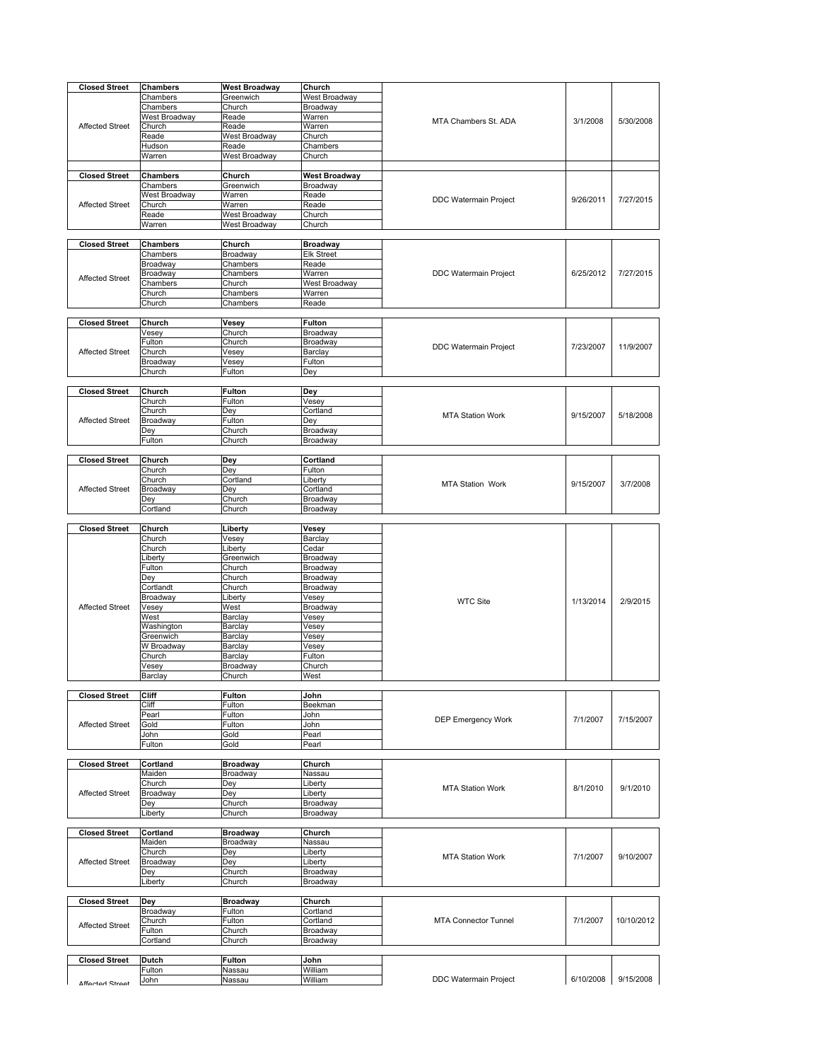| | | | | | | |
|---|---|---|---|---|---|---|
| **Closed Street** | **Chambers** | **West Broadway** | **Church** | MTA Chambers St. ADA | 3/1/2008 | 5/30/2008 |
| Affected Street | Chambers | Greenwich | West Broadway | | | |
| | Chambers | Church | Broadway | | | |
| | West Broadway | Reade | Warren | | | |
| | Church | Reade | Warren | | | |
| | Reade | West Broadway | Church | | | |
| | Hudson | Reade | Chambers | | | |
| | Warren | West Broadway | Church | | | |
| **Closed Street** | **Chambers** | **Church** | **West Broadway** | DDC Watermain Project | 9/26/2011 | 7/27/2015 |
| Affected Street | Chambers | Greenwich | Broadway | | | |
| | West Broadway | Warren | Reade | | | |
| | Church | Warren | Reade | | | |
| | Reade | West Broadway | Church | | | |
| | Warren | West Broadway | Church | | | |
| **Closed Street** | **Chambers** | **Church** | **Broadway** | DDC Watermain Project | 6/25/2012 | 7/27/2015 |
| Affected Street | Chambers | Broadway | Elk Street | | | |
| | Broadway | Chambers | Reade | | | |
| | Broadway | Chambers | Warren | | | |
| | Chambers | Church | West Broadway | | | |
| | Church | Chambers | Warren | | | |
| | Church | Chambers | Reade | | | |
| **Closed Street** | **Church** | **Vesey** | **Fulton** | DDC Watermain Project | 7/23/2007 | 11/9/2007 |
| Affected Street | Vesey | Church | Broadway | | | |
| | Fulton | Church | Broadway | | | |
| | Church | Vesey | Barclay | | | |
| | Broadway | Vesey | Fulton | | | |
| | Church | Fulton | Dey | | | |
| **Closed Street** | **Church** | **Fulton** | **Dey** | MTA Station Work | 9/15/2007 | 5/18/2008 |
| Affected Street | Church | Fulton | Vesey | | | |
| | Church | Dey | Cortland | | | |
| | Broadway | Fulton | Dey | | | |
| | Dey | Church | Broadway | | | |
| | Fulton | Church | Broadway | | | |
| **Closed Street** | **Church** | **Dey** | **Cortland** | MTA Station Work | 9/15/2007 | 3/7/2008 |
| Affected Street | Church | Dey | Fulton | | | |
| | Church | Cortland | Liberty | | | |
| | Broadway | Dey | Cortland | | | |
| | Dey | Church | Broadway | | | |
| | Cortland | Church | Broadway | | | |
| **Closed Street** | **Church** | **Liberty** | **Vesey** | WTC Site | 1/13/2014 | 2/9/2015 |
| Affected Street | Church | Vesey | Barclay | | | |
| | Church | Liberty | Cedar | | | |
| | Liberty | Greenwich | Broadway | | | |
| | Fulton | Church | Broadway | | | |
| | Dey | Church | Broadway | | | |
| | Cortlandt | Church | Broadway | | | |
| | Broadway | Liberty | Vesey | | | |
| | Vesey | West | Broadway | | | |
| | West | Barclay | Vesey | | | |
| | Washington | Barclay | Vesey | | | |
| | Greenwich | Barclay | Vesey | | | |
| | W Broadway | Barclay | Vesey | | | |
| | Church | Barclay | Fulton | | | |
| | Vesey | Broadway | Church | | | |
| | Barclay | Church | West | | | |
| **Closed Street** | **Cliff** | **Fulton** | **John** | DEP Emergency Work | 7/1/2007 | 7/15/2007 |
| Affected Street | Cliff | Fulton | Beekman | | | |
| | Pearl | Fulton | John | | | |
| | Gold | Fulton | John | | | |
| | John | Gold | Pearl | | | |
| | Fulton | Gold | Pearl | | | |
| **Closed Street** | **Cortland** | **Broadway** | **Church** | MTA Station Work | 8/1/2010 | 9/1/2010 |
| Affected Street | Maiden | Broadway | Nassau | | | |
| | Church | Dey | Liberty | | | |
| | Broadway | Dey | Liberty | | | |
| | Dey | Church | Broadway | | | |
| | Liberty | Church | Broadway | | | |
| **Closed Street** | **Cortland** | **Broadway** | **Church** | MTA Station Work | 7/1/2007 | 9/10/2007 |
| Affected Street | Maiden | Broadway | Nassau | | | |
| | Church | Dey | Liberty | | | |
| | Broadway | Dey | Liberty | | | |
| | Dey | Church | Broadway | | | |
| | Liberty | Church | Broadway | | | |
| **Closed Street** | **Dey** | **Broadway** | **Church** | MTA Connector Tunnel | 7/1/2007 | 10/10/2012 |
| Affected Street | Broadway | Fulton | Cortland | | | |
| | Church | Fulton | Cortland | | | |
| | Fulton | Church | Broadway | | | |
| | Cortland | Church | Broadway | | | |
| **Closed Street** | **Dutch** | **Fulton** | **John** | DDC Watermain Project | 6/10/2008 | 9/15/2008 |
| Affected Street | Fulton | Nassau | William | | | |
| | John | Nassau | William | | | |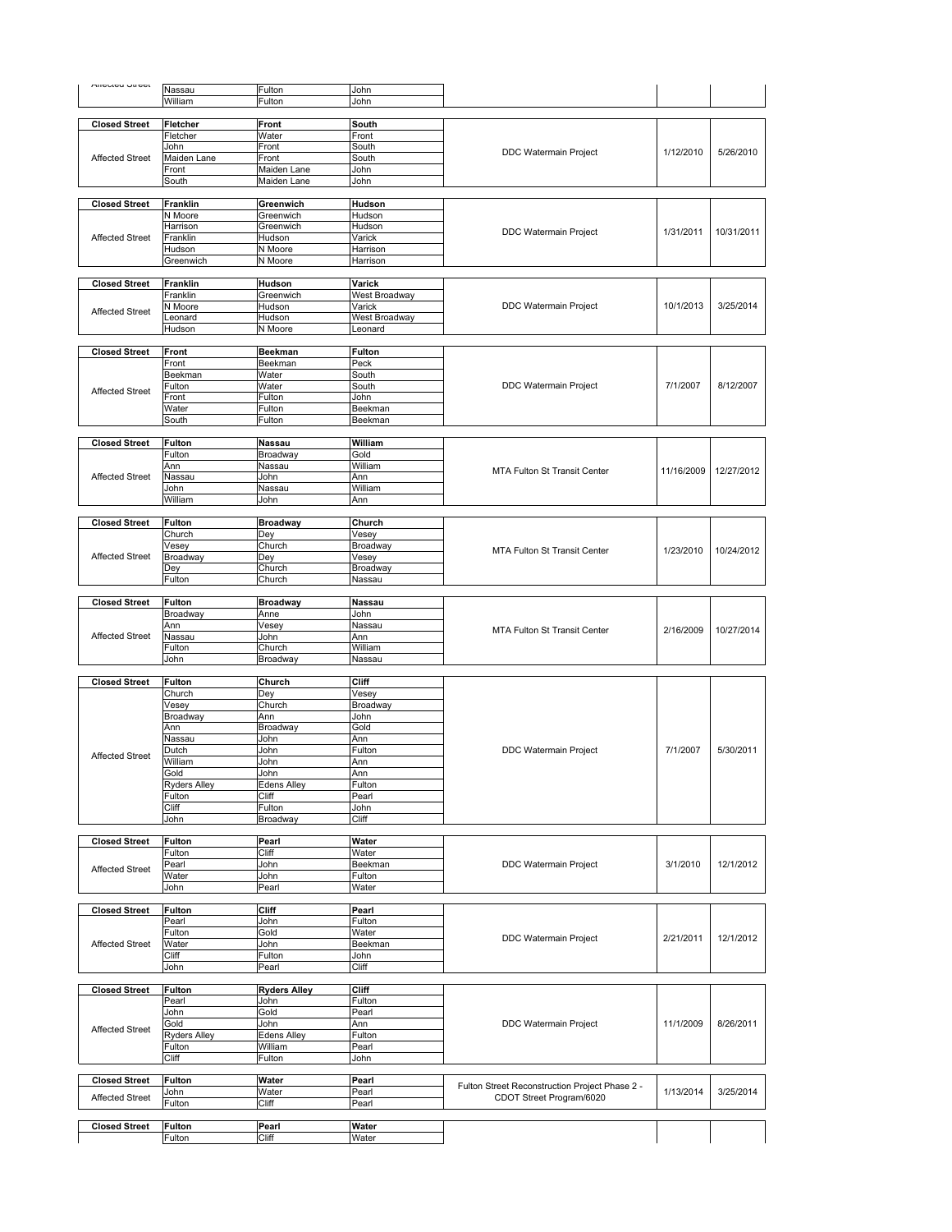| Affected Street | Nassau | Fulton | John | | | |
|---|---|---|---|---|---|---|
| | William | Fulton | John | | | |
| **Closed Street** | **Fletcher** | **Front** | **South** | DDC Watermain Project | 1/12/2010 | 5/26/2010 |
| Affected Street | Fletcher | Water | Front | | | |
| | John | Front | South | | | |
| | Maiden Lane | Front | South | | | |
| | Front | Maiden Lane | John | | | |
| | South | Maiden Lane | John | | | |
| **Closed Street** | **Franklin** | **Greenwich** | **Hudson** | DDC Watermain Project | 1/31/2011 | 10/31/2011 |
| Affected Street | N Moore | Greenwich | Hudson | | | |
| | Harrison | Greenwich | Hudson | | | |
| | Franklin | Hudson | Varick | | | |
| | Hudson | N Moore | Harrison | | | |
| | Greenwich | N Moore | Harrison | | | |
| **Closed Street** | **Franklin** | **Hudson** | **Varick** | DDC Watermain Project | 10/1/2013 | 3/25/2014 |
| Affected Street | Franklin | Greenwich | West Broadway | | | |
| | N Moore | Hudson | Varick | | | |
| | Leonard | Hudson | West Broadway | | | |
| | Hudson | N Moore | Leonard | | | |
| **Closed Street** | **Front** | **Beekman** | **Fulton** | DDC Watermain Project | 7/1/2007 | 8/12/2007 |
| Affected Street | Front | Beekman | Peck | | | |
| | Beekman | Water | South | | | |
| | Fulton | Water | South | | | |
| | Front | Fulton | John | | | |
| | Water | Fulton | Beekman | | | |
| | South | Fulton | Beekman | | | |
| **Closed Street** | **Fulton** | **Nassau** | **William** | MTA Fulton St Transit Center | 11/16/2009 | 12/27/2012 |
| Affected Street | Fulton | Broadway | Gold | | | |
| | Ann | Nassau | William | | | |
| | Nassau | John | Ann | | | |
| | John | Nassau | William | | | |
| | William | John | Ann | | | |
| **Closed Street** | **Fulton** | **Broadway** | **Church** | MTA Fulton St Transit Center | 1/23/2010 | 10/24/2012 |
| Affected Street | Church | Dey | Vesey | | | |
| | Vesey | Church | Broadway | | | |
| | Broadway | Dey | Vesey | | | |
| | Dey | Church | Broadway | | | |
| | Fulton | Church | Nassau | | | |
| **Closed Street** | **Fulton** | **Broadway** | **Nassau** | MTA Fulton St Transit Center | 2/16/2009 | 10/27/2014 |
| Affected Street | Broadway | Anne | John | | | |
| | Ann | Vesey | Nassau | | | |
| | Nassau | John | Ann | | | |
| | Fulton | Church | William | | | |
| | John | Broadway | Nassau | | | |
| **Closed Street** | **Fulton** | **Church** | **Cliff** | DDC Watermain Project | 7/1/2007 | 5/30/2011 |
| Affected Street | Church | Dey | Vesey | | | |
| | Vesey | Church | Broadway | | | |
| | Broadway | Ann | John | | | |
| | Ann | Broadway | Gold | | | |
| | Nassau | John | Ann | | | |
| | Dutch | John | Fulton | | | |
| | William | John | Ann | | | |
| | Gold | John | Ann | | | |
| | Ryders Alley | Edens Alley | Fulton | | | |
| | Fulton | Cliff | Pearl | | | |
| | Cliff | Fulton | John | | | |
| | John | Broadway | Cliff | | | |
| **Closed Street** | **Fulton** | **Pearl** | **Water** | DDC Watermain Project | 3/1/2010 | 12/1/2012 |
| Affected Street | Fulton | Cliff | Water | | | |
| | Pearl | John | Beekman | | | |
| | Water | John | Fulton | | | |
| | John | Pearl | Water | | | |
| **Closed Street** | **Fulton** | **Cliff** | **Pearl** | DDC Watermain Project | 2/21/2011 | 12/1/2012 |
| Affected Street | Pearl | John | Fulton | | | |
| | Fulton | Gold | Water | | | |
| | Water | John | Beekman | | | |
| | Cliff | Fulton | John | | | |
| | John | Pearl | Cliff | | | |
| **Closed Street** | **Fulton** | **Ryders Alley** | **Cliff** | DDC Watermain Project | 11/1/2009 | 8/26/2011 |
| Affected Street | Pearl | John | Fulton | | | |
| | John | Gold | Pearl | | | |
| | Gold | John | Ann | | | |
| | Ryders Alley | Edens Alley | Fulton | | | |
| | Fulton | William | Pearl | | | |
| | Cliff | Fulton | John | | | |
| **Closed Street** | **Fulton** | **Water** | **Pearl** | Fulton Street Reconstruction Project Phase 2 - CDOT Street Program/6020 | 1/13/2014 | 3/25/2014 |
| Affected Street | John | Water | Pearl | | | |
| | Fulton | Cliff | Pearl | | | |
| **Closed Street** | **Fulton** | **Pearl** | **Water** | | | |
| | Fulton | Cliff | Water | | | |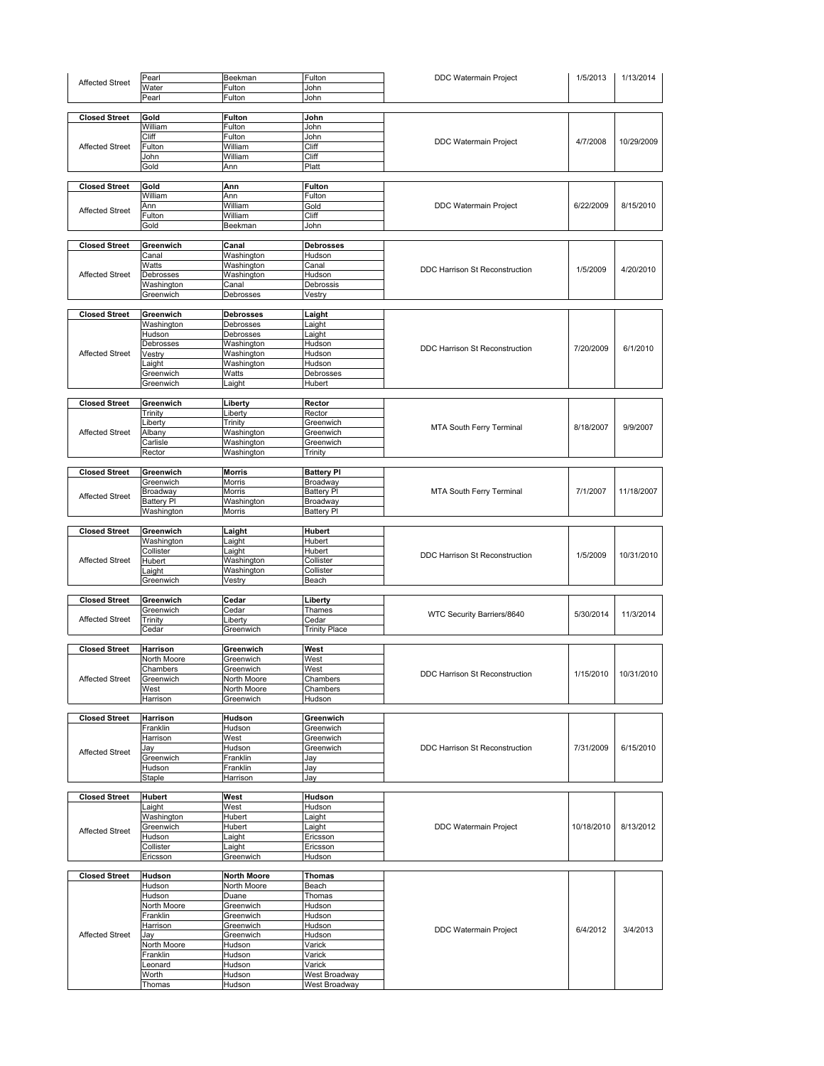| | | | | | | |
|---|---|---|---|---|---|---|
| Affected Street | Pearl | Beekman | Fulton | DDC Watermain Project | 1/5/2013 | 1/13/2014 |
| | Water | Fulton | John | | | |
| | Pearl | Fulton | John | | | |
| **Closed Street** | **Gold** | **Fulton** | **John** | DDC Watermain Project | 4/7/2008 | 10/29/2009 |
| Affected Street | William | Fulton | John | | | |
| | Cliff | Fulton | John | | | |
| | Fulton | William | Cliff | | | |
| | John | William | Cliff | | | |
| | Gold | Ann | Platt | | | |
| **Closed Street** | **Gold** | **Ann** | **Fulton** | DDC Watermain Project | 6/22/2009 | 8/15/2010 |
| Affected Street | William | Ann | Fulton | | | |
| | Ann | William | Gold | | | |
| | Fulton | William | Cliff | | | |
| | Gold | Beekman | John | | | |
| **Closed Street** | **Greenwich** | **Canal** | **Debrosses** | DDC Harrison St Reconstruction | 1/5/2009 | 4/20/2010 |
| Affected Street | Canal | Washington | Hudson | | | |
| | Watts | Washington | Canal | | | |
| | Debrosses | Washington | Hudson | | | |
| | Washington | Canal | Debrossis | | | |
| | Greenwich | Debrosses | Vestry | | | |
| **Closed Street** | **Greenwich** | **Debrosses** | **Laight** | DDC Harrison St Reconstruction | 7/20/2009 | 6/1/2010 |
| Affected Street | Washington | Debrosses | Laight | | | |
| | Hudson | Debrosses | Laight | | | |
| | Debrosses | Washington | Hudson | | | |
| | Vestry | Washington | Hudson | | | |
| | Laight | Washington | Hudson | | | |
| | Greenwich | Watts | Debrosses | | | |
| | Greenwich | Laight | Hubert | | | |
| **Closed Street** | **Greenwich** | **Liberty** | **Rector** | MTA South Ferry Terminal | 8/18/2007 | 9/9/2007 |
| Affected Street | Trinity | Liberty | Rector | | | |
| | Liberty | Trinity | Greenwich | | | |
| | Albany | Washington | Greenwich | | | |
| | Carlisle | Washington | Greenwich | | | |
| | Rector | Washington | Trinity | | | |
| **Closed Street** | **Greenwich** | **Morris** | **Battery Pl** | MTA South Ferry Terminal | 7/1/2007 | 11/18/2007 |
| Affected Street | Greenwich | Morris | Broadway | | | |
| | Broadway | Morris | Battery Pl | | | |
| | Battery Pl | Washington | Broadway | | | |
| | Washington | Morris | Battery Pl | | | |
| **Closed Street** | **Greenwich** | **Laight** | **Hubert** | DDC Harrison St Reconstruction | 1/5/2009 | 10/31/2010 |
| Affected Street | Washington | Laight | Hubert | | | |
| | Collister | Laight | Hubert | | | |
| | Hubert | Washington | Collister | | | |
| | Laight | Washington | Collister | | | |
| | Greenwich | Vestry | Beach | | | |
| **Closed Street** | **Greenwich** | **Cedar** | **Liberty** | WTC Security Barriers/8640 | 5/30/2014 | 11/3/2014 |
| Affected Street | Greenwich | Cedar | Thames | | | |
| | Trinity | Liberty | Cedar | | | |
| | Cedar | Greenwich | Trinity Place | | | |
| **Closed Street** | **Harrison** | **Greenwich** | **West** | DDC Harrison St Reconstruction | 1/15/2010 | 10/31/2010 |
| Affected Street | North Moore | Greenwich | West | | | |
| | Chambers | Greenwich | West | | | |
| | Greenwich | North Moore | Chambers | | | |
| | West | North Moore | Chambers | | | |
| | Harrison | Greenwich | Hudson | | | |
| **Closed Street** | **Harrison** | **Hudson** | **Greenwich** | DDC Harrison St Reconstruction | 7/31/2009 | 6/15/2010 |
| Affected Street | Franklin | Hudson | Greenwich | | | |
| | Harrison | West | Greenwich | | | |
| | Jay | Hudson | Greenwich | | | |
| | Greenwich | Franklin | Jay | | | |
| | Hudson | Franklin | Jay | | | |
| | Staple | Harrison | Jay | | | |
| **Closed Street** | **Hubert** | **West** | **Hudson** | DDC Watermain Project | 10/18/2010 | 8/13/2012 |
| Affected Street | Laight | West | Hudson | | | |
| | Washington | Hubert | Laight | | | |
| | Greenwich | Hubert | Laight | | | |
| | Hudson | Laight | Ericsson | | | |
| | Collister | Laight | Ericsson | | | |
| | Ericsson | Greenwich | Hudson | | | |
| **Closed Street** | **Hudson** | **North Moore** | **Thomas** | DDC Watermain Project | 6/4/2012 | 3/4/2013 |
| Affected Street | Hudson | North Moore | Beach | | | |
| | Hudson | Duane | Thomas | | | |
| | North Moore | Greenwich | Hudson | | | |
| | Franklin | Greenwich | Hudson | | | |
| | Harrison | Greenwich | Hudson | | | |
| | Jay | Greenwich | Hudson | | | |
| | North Moore | Hudson | Varick | | | |
| | Franklin | Hudson | Varick | | | |
| | Leonard | Hudson | Varick | | | |
| | Worth | Hudson | West Broadway | | | |
| | Thomas | Hudson | West Broadway | | | |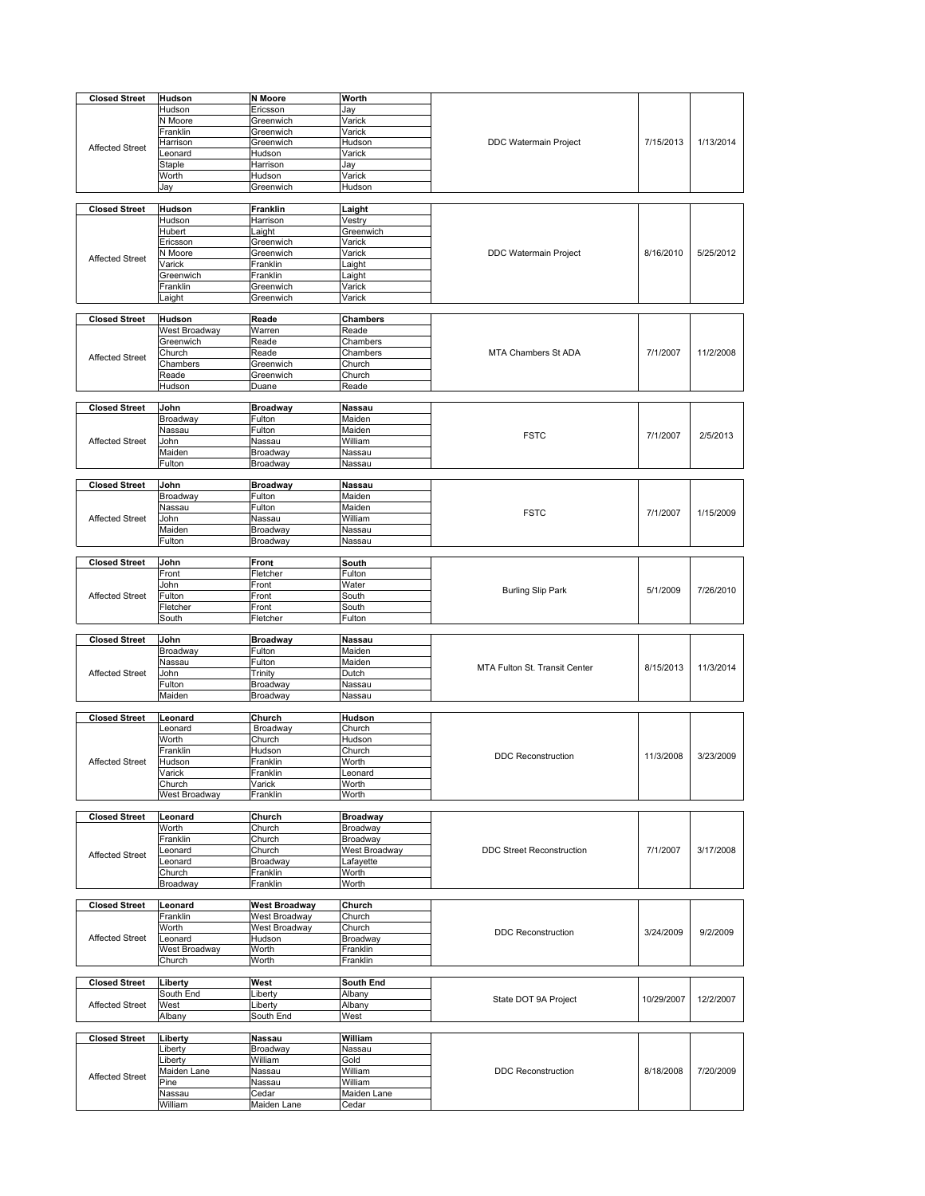| | | | | | | |
|---|---|---|---|---|---|---|
| **Closed Street** | **Hudson** | **N Moore** | **Worth** | DDC Watermain Project | 7/15/2013 | 1/13/2014 |
| Affected Street | Hudson | Ericsson | Jay | | | |
| | N Moore | Greenwich | Varick | | | |
| | Franklin | Greenwich | Varick | | | |
| | Harrison | Greenwich | Hudson | | | |
| | Leonard | Hudson | Varick | | | |
| | Staple | Harrison | Jay | | | |
| | Worth | Hudson | Varick | | | |
| | Jay | Greenwich | Hudson | | | |

| | | | | | | |
|---|---|---|---|---|---|---|
| **Closed Street** | **Hudson** | **Franklin** | **Laight** | DDC Watermain Project | 8/16/2010 | 5/25/2012 |
| Affected Street | Hudson | Harrison | Vestry | | | |
| | Hubert | Laight | Greenwich | | | |
| | Ericsson | Greenwich | Varick | | | |
| | N Moore | Greenwich | Varick | | | |
| | Varick | Franklin | Laight | | | |
| | Greenwich | Franklin | Laight | | | |
| | Franklin | Greenwich | Varick | | | |
| | Laight | Greenwich | Varick | | | |

| | | | | | | |
|---|---|---|---|---|---|---|
| **Closed Street** | **Hudson** | **Reade** | **Chambers** | MTA Chambers St ADA | 7/1/2007 | 11/2/2008 |
| Affected Street | West Broadway | Warren | Reade | | | |
| | Greenwich | Reade | Chambers | | | |
| | Church | Reade | Chambers | | | |
| | Chambers | Greenwich | Church | | | |
| | Reade | Greenwich | Church | | | |
| | Hudson | Duane | Reade | | | |

| | | | | | | |
|---|---|---|---|---|---|---|
| **Closed Street** | **John** | **Broadway** | **Nassau** | FSTC | 7/1/2007 | 2/5/2013 |
| Affected Street | Broadway | Fulton | Maiden | | | |
| | Nassau | Fulton | Maiden | | | |
| | John | Nassau | William | | | |
| | Maiden | Broadway | Nassau | | | |
| | Fulton | Broadway | Nassau | | | |

| | | | | | | |
|---|---|---|---|---|---|---|
| **Closed Street** | **John** | **Broadway** | **Nassau** | FSTC | 7/1/2007 | 1/15/2009 |
| Affected Street | Broadway | Fulton | Maiden | | | |
| | Nassau | Fulton | Maiden | | | |
| | John | Nassau | William | | | |
| | Maiden | Broadway | Nassau | | | |
| | Fulton | Broadway | Nassau | | | |

| | | | | | | |
|---|---|---|---|---|---|---|
| **Closed Street** | **John** | **Front** | **South** | Burling Slip Park | 5/1/2009 | 7/26/2010 |
| Affected Street | Front | Fletcher | Fulton | | | |
| | John | Front | Water | | | |
| | Fulton | Front | South | | | |
| | Fletcher | Front | South | | | |
| | South | Fletcher | Fulton | | | |

| | | | | | | |
|---|---|---|---|---|---|---|
| **Closed Street** | **John** | **Broadway** | **Nassau** | MTA Fulton St. Transit Center | 8/15/2013 | 11/3/2014 |
| Affected Street | Broadway | Fulton | Maiden | | | |
| | Nassau | Fulton | Maiden | | | |
| | John | Trinity | Dutch | | | |
| | Fulton | Broadway | Nassau | | | |
| | Maiden | Broadway | Nassau | | | |

| | | | | | | |
|---|---|---|---|---|---|---|
| **Closed Street** | **Leonard** | **Church** | **Hudson** | DDC Reconstruction | 11/3/2008 | 3/23/2009 |
| Affected Street | Leonard | Broadway | Church | | | |
| | Worth | Church | Hudson | | | |
| | Franklin | Hudson | Church | | | |
| | Hudson | Franklin | Worth | | | |
| | Varick | Franklin | Leonard | | | |
| | Church | Varick | Worth | | | |
| | West Broadway | Franklin | Worth | | | |

| | | | | | | |
|---|---|---|---|---|---|---|
| **Closed Street** | **Leonard** | **Church** | **Broadway** | DDC Street Reconstruction | 7/1/2007 | 3/17/2008 |
| Affected Street | Worth | Church | Broadway | | | |
| | Franklin | Church | Broadway | | | |
| | Leonard | Church | West Broadway | | | |
| | Leonard | Broadway | Lafayette | | | |
| | Church | Franklin | Worth | | | |
| | Broadway | Franklin | Worth | | | |

| | | | | | | |
|---|---|---|---|---|---|---|
| **Closed Street** | **Leonard** | **West Broadway** | **Church** | DDC Reconstruction | 3/24/2009 | 9/2/2009 |
| Affected Street | Franklin | West Broadway | Church | | | |
| | Worth | West Broadway | Church | | | |
| | Leonard | Hudson | Broadway | | | |
| | West Broadway | Worth | Franklin | | | |
| | Church | Worth | Franklin | | | |

| | | | | | | |
|---|---|---|---|---|---|---|
| **Closed Street** | **Liberty** | **West** | **South End** | State DOT 9A Project | 10/29/2007 | 12/2/2007 |
| Affected Street | South End | Liberty | Albany | | | |
| | West | Liberty | Albany | | | |
| | Albany | South End | West | | | |

| | | | | | | |
|---|---|---|---|---|---|---|
| **Closed Street** | **Liberty** | **Nassau** | **William** | DDC Reconstruction | 8/18/2008 | 7/20/2009 |
| Affected Street | Liberty | Broadway | Nassau | | | |
| | Liberty | William | Gold | | | |
| | Maiden Lane | Nassau | William | | | |
| | Pine | Nassau | William | | | |
| | Nassau | Cedar | Maiden Lane | | | |
| | William | Maiden Lane | Cedar | | | |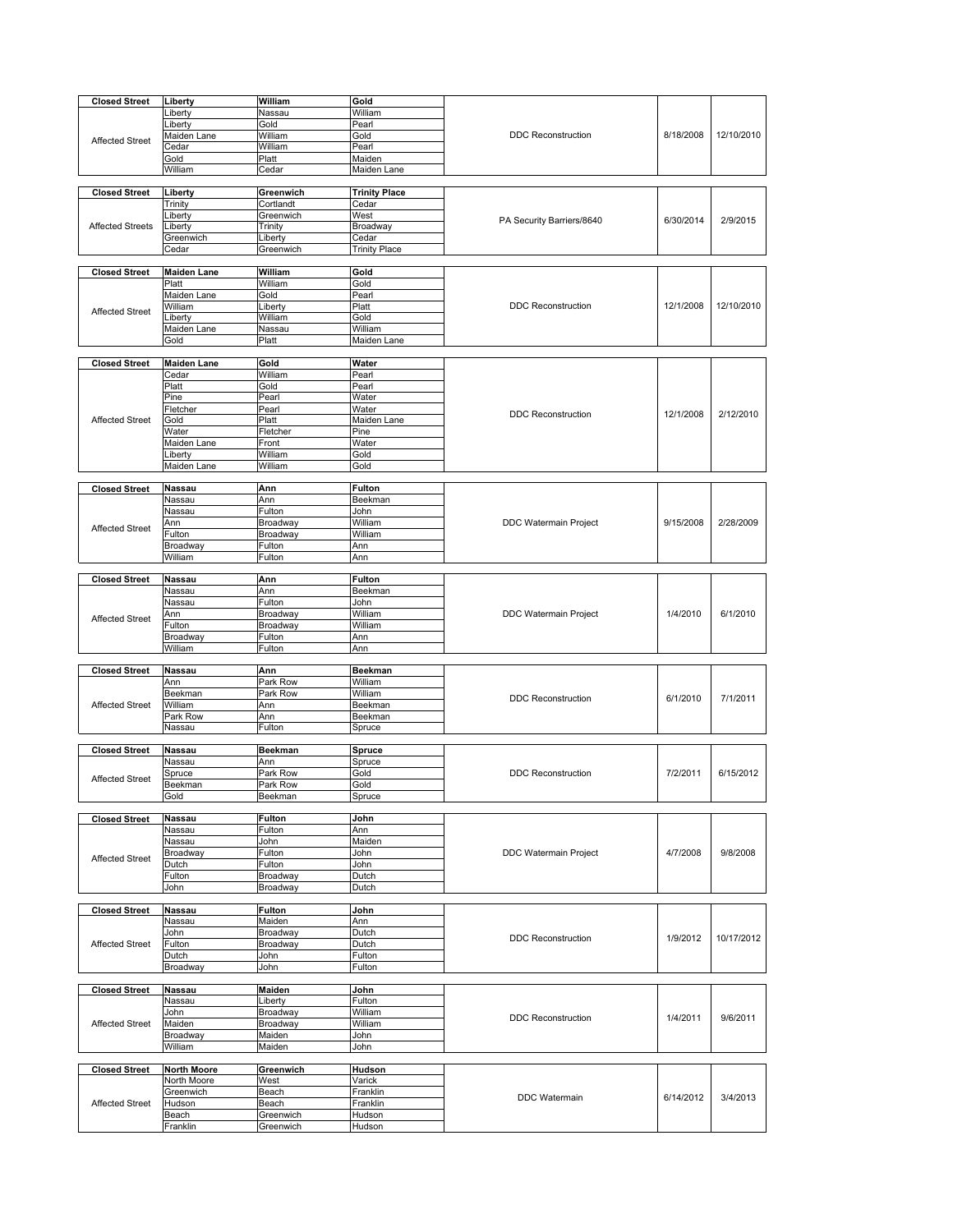| Closed Street | Liberty | William | Gold | | | |
|---|---|---|---|---|---|---|
| Affected Street | Liberty | Nassau | William | DDC Reconstruction | 8/18/2008 | 12/10/2010 |
| | Liberty | Gold | Pearl | | | |
| | Maiden Lane | William | Gold | | | |
| | Cedar | William | Pearl | | | |
| | Gold | Platt | Maiden | | | |
| | William | Cedar | Maiden Lane | | | |

| Closed Street | Liberty | Greenwich | Trinity Place | | | |
|---|---|---|---|---|---|---|
| Affected Streets | Trinity | Cortlandt | Cedar | PA Security Barriers/8640 | 6/30/2014 | 2/9/2015 |
| | Liberty | Greenwich | West | | | |
| | Liberty | Trinity | Broadway | | | |
| | Greenwich | Liberty | Cedar | | | |
| | Cedar | Greenwich | Trinity Place | | | |

| Closed Street | Maiden Lane | William | Gold | | | |
|---|---|---|---|---|---|---|
| Affected Street | Platt | William | Gold | DDC Reconstruction | 12/1/2008 | 12/10/2010 |
| | Maiden Lane | Gold | Pearl | | | |
| | William | Liberty | Platt | | | |
| | Liberty | William | Gold | | | |
| | Maiden Lane | Nassau | William | | | |
| | Gold | Platt | Maiden Lane | | | |

| Closed Street | Maiden Lane | Gold | Water | | | |
|---|---|---|---|---|---|---|
| Affected Street | Cedar | William | Pearl | DDC Reconstruction | 12/1/2008 | 2/12/2010 |
| | Platt | Gold | Pearl | | | |
| | Pine | Pearl | Water | | | |
| | Fletcher | Pearl | Water | | | |
| | Gold | Platt | Maiden Lane | | | |
| | Water | Fletcher | Pine | | | |
| | Maiden Lane | Front | Water | | | |
| | Liberty | William | Gold | | | |
| | Maiden Lane | William | Gold | | | |

| Closed Street | Nassau | Ann | Fulton | | | |
|---|---|---|---|---|---|---|
| Affected Street | Nassau | Ann | Beekman | DDC Watermain Project | 9/15/2008 | 2/28/2009 |
| | Nassau | Fulton | John | | | |
| | Ann | Broadway | William | | | |
| | Fulton | Broadway | William | | | |
| | Broadway | Fulton | Ann | | | |
| | William | Fulton | Ann | | | |

| Closed Street | Nassau | Ann | Fulton | | | |
|---|---|---|---|---|---|---|
| Affected Street | Nassau | Ann | Beekman | DDC Watermain Project | 1/4/2010 | 6/1/2010 |
| | Nassau | Fulton | John | | | |
| | Ann | Broadway | William | | | |
| | Fulton | Broadway | William | | | |
| | Broadway | Fulton | Ann | | | |
| | William | Fulton | Ann | | | |

| Closed Street | Nassau | Ann | Beekman | | | |
|---|---|---|---|---|---|---|
| Affected Street | Ann | Park Row | William | DDC Reconstruction | 6/1/2010 | 7/1/2011 |
| | Beekman | Park Row | William | | | |
| | William | Ann | Beekman | | | |
| | Park Row | Ann | Beekman | | | |
| | Nassau | Fulton | Spruce | | | |

| Closed Street | Nassau | Beekman | Spruce | | | |
|---|---|---|---|---|---|---|
| Affected Street | Nassau | Ann | Spruce | DDC Reconstruction | 7/2/2011 | 6/15/2012 |
| | Spruce | Park Row | Gold | | | |
| | Beekman | Park Row | Gold | | | |
| | Gold | Beekman | Spruce | | | |

| Closed Street | Nassau | Fulton | John | | | |
|---|---|---|---|---|---|---|
| Affected Street | Nassau | Fulton | Ann | DDC Watermain Project | 4/7/2008 | 9/8/2008 |
| | Nassau | John | Maiden | | | |
| | Broadway | Fulton | John | | | |
| | Dutch | Fulton | John | | | |
| | Fulton | Broadway | Dutch | | | |
| | John | Broadway | Dutch | | | |

| Closed Street | Nassau | Fulton | John | | | |
|---|---|---|---|---|---|---|
| Affected Street | Nassau | Maiden | Ann | DDC Reconstruction | 1/9/2012 | 10/17/2012 |
| | John | Broadway | Dutch | | | |
| | Fulton | Broadway | Dutch | | | |
| | Dutch | John | Fulton | | | |
| | Broadway | John | Fulton | | | |

| Closed Street | Nassau | Maiden | John | | | |
|---|---|---|---|---|---|---|
| Affected Street | Nassau | Liberty | Fulton | DDC Reconstruction | 1/4/2011 | 9/6/2011 |
| | John | Broadway | William | | | |
| | Maiden | Broadway | William | | | |
| | Broadway | Maiden | John | | | |
| | William | Maiden | John | | | |

| Closed Street | North Moore | Greenwich | Hudson | | | |
|---|---|---|---|---|---|---|
| Affected Street | North Moore | West | Varick | DDC Watermain | 6/14/2012 | 3/4/2013 |
| | Greenwich | Beach | Franklin | | | |
| | Hudson | Beach | Franklin | | | |
| | Beach | Greenwich | Hudson | | | |
| | Franklin | Greenwich | Hudson | | | |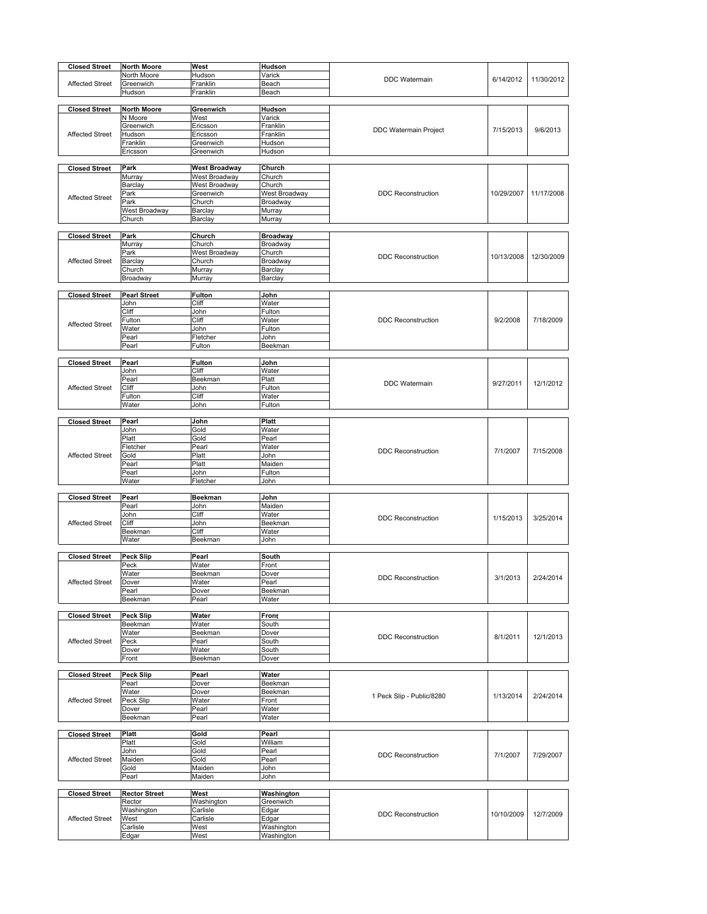| Closed Street | North Moore | West | Hudson | DDC Watermain | 6/14/2012 | 11/30/2012 |
|---|---|---|---|---|---|---|
| Affected Street | North Moore | Hudson | Varick | | | |
| | Greenwich | Franklin | Beach | | | |
| | Hudson | Franklin | Beach | | | |

| Closed Street | North Moore | Greenwich | Hudson | DDC Watermain Project | 7/15/2013 | 9/6/2013 |
|---|---|---|---|---|---|---|
| Affected Street | N Moore | West | Varick | | | |
| | Greenwich | Ericsson | Franklin | | | |
| | Hudson | Ericsson | Franklin | | | |
| | Franklin | Greenwich | Hudson | | | |
| | Ericsson | Greenwich | Hudson | | | |

| Closed Street | Park | West Broadway | Church | DDC Reconstruction | 10/29/2007 | 11/17/2008 |
|---|---|---|---|---|---|---|
| Affected Street | Murray | West Broadway | Church | | | |
| | Barclay | West Broadway | Church | | | |
| | Park | Greenwich | West Broadway | | | |
| | Park | Church | Broadway | | | |
| | West Broadway | Barclay | Murray | | | |
| | Church | Barclay | Murray | | | |

| Closed Street | Park | Church | Broadway | DDC Reconstruction | 10/13/2008 | 12/30/2009 |
|---|---|---|---|---|---|---|
| Affected Street | Murray | Church | Broadway | | | |
| | Park | West Broadway | Church | | | |
| | Barclay | Church | Broadway | | | |
| | Church | Murray | Barclay | | | |
| | Broadway | Murray | Barclay | | | |

| Closed Street | Pearl Street | Fulton | John | DDC Reconstruction | 9/2/2008 | 7/18/2009 |
|---|---|---|---|---|---|---|
| Affected Street | John | Cliff | Water | | | |
| | Cliff | John | Fulton | | | |
| | Fulton | Cliff | Water | | | |
| | Water | John | Fulton | | | |
| | Pearl | Fletcher | John | | | |
| | Pearl | Fulton | Beekman | | | |

| Closed Street | Pearl | Fulton | John | DDC Watermain | 9/27/2011 | 12/1/2012 |
|---|---|---|---|---|---|---|
| Affected Street | John | Cliff | Water | | | |
| | Pearl | Beekman | Platt | | | |
| | Cliff | John | Fulton | | | |
| | Fulton | Cliff | Water | | | |
| | Water | John | Fulton | | | |

| Closed Street | Pearl | John | Platt | DDC Reconstruction | 7/1/2007 | 7/15/2008 |
|---|---|---|---|---|---|---|
| Affected Street | John | Gold | Water | | | |
| | Platt | Gold | Pearl | | | |
| | Fletcher | Pearl | Water | | | |
| | Gold | Platt | John | | | |
| | Pearl | Platt | Maiden | | | |
| | Pearl | John | Fulton | | | |
| | Water | Fletcher | John | | | |

| Closed Street | Pearl | Beekman | John | DDC Reconstruction | 1/15/2013 | 3/25/2014 |
|---|---|---|---|---|---|---|
| Affected Street | Pearl | John | Maiden | | | |
| | John | Cliff | Water | | | |
| | Cliff | John | Beekman | | | |
| | Beekman | Cliff | Water | | | |
| | Water | Beekman | John | | | |

| Closed Street | Peck Slip | Pearl | South | DDC Reconstruction | 3/1/2013 | 2/24/2014 |
|---|---|---|---|---|---|---|
| Affected Street | Peck | Water | Front | | | |
| | Water | Beekman | Dover | | | |
| | Dover | Water | Pearl | | | |
| | Pearl | Dover | Beekman | | | |
| | Beekman | Pearl | Water | | | |

| Closed Street | Peck Slip | Water | Front | DDC Reconstruction | 8/1/2011 | 12/1/2013 |
|---|---|---|---|---|---|---|
| Affected Street | Beekman | Water | South | | | |
| | Water | Beekman | Dover | | | |
| | Peck | Pearl | South | | | |
| | Dover | Water | South | | | |
| | Front | Beekman | Dover | | | |

| Closed Street | Peck Slip | Pearl | Water | 1 Peck Slip - Public/8280 | 1/13/2014 | 2/24/2014 |
|---|---|---|---|---|---|---|
| Affected Street | Pearl | Dover | Beekman | | | |
| | Water | Dover | Beekman | | | |
| | Peck Slip | Water | Front | | | |
| | Dover | Pearl | Water | | | |
| | Beekman | Pearl | Water | | | |

| Closed Street | Platt | Gold | Pearl | DDC Reconstruction | 7/1/2007 | 7/29/2007 |
|---|---|---|---|---|---|---|
| Affected Street | Platt | Gold | William | | | |
| | John | Gold | Pearl | | | |
| | Maiden | Gold | Pearl | | | |
| | Gold | Maiden | John | | | |
| | Pearl | Maiden | John | | | |

| Closed Street | Rector Street | West | Washington | DDC Reconstruction | 10/10/2009 | 12/7/2009 |
|---|---|---|---|---|---|---|
| Affected Street | Rector | Washington | Greenwich | | | |
| | Washington | Carlisle | Edgar | | | |
| | West | Carlisle | Edgar | | | |
| | Carlisle | West | Washington | | | |
| | Edgar | West | Washington | | | |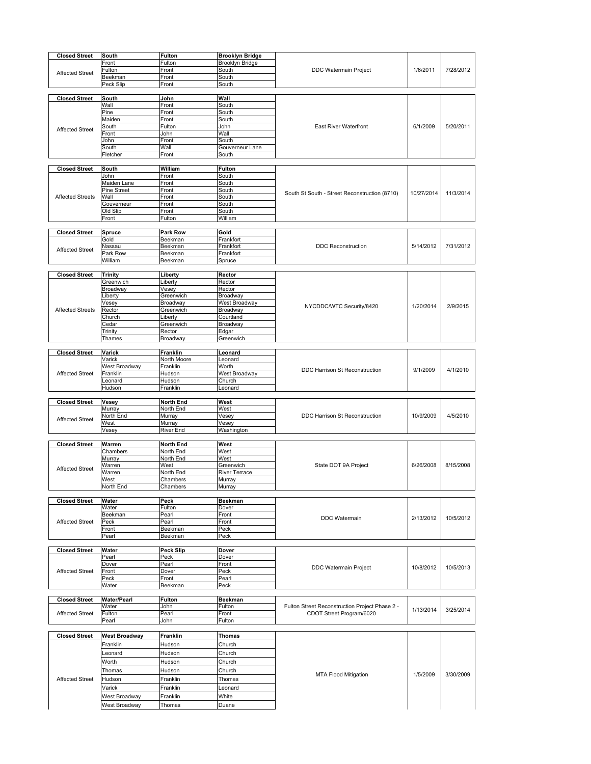| Closed Street | South | Fulton | Brooklyn Bridge | | | |
|---|---|---|---|---|---|---|
| Affected Street | Front | Fulton | Brooklyn Bridge | DDC Watermain Project | 1/6/2011 | 7/28/2012 |
| | Fulton | Front | South | | | |
| | Beekman | Front | South | | | |
| | Peck Slip | Front | South | | | |

| Closed Street | South | John | Wall | | | |
|---|---|---|---|---|---|---|
| Affected Street | Wall | Front | South | East River Waterfront | 6/1/2009 | 5/20/2011 |
| | Pine | Front | South | | | |
| | Maiden | Front | South | | | |
| | South | Fulton | John | | | |
| | Front | John | Wall | | | |
| | John | Front | South | | | |
| | South | Wall | Gouverneur Lane | | | |
| | Fletcher | Front | South | | | |

| Closed Street | South | William | Fulton | | | |
|---|---|---|---|---|---|---|
| Affected Streets | John | Front | South | South St South - Street Reconstruction (8710) | 10/27/2014 | 11/3/2014 |
| | Maiden Lane | Front | South | | | |
| | Pine Street | Front | South | | | |
| | Wall | Front | South | | | |
| | Gouverneur | Front | South | | | |
| | Old Slip | Front | South | | | |
| | Front | Fulton | William | | | |

| Closed Street | Spruce | Park Row | Gold | | | |
|---|---|---|---|---|---|---|
| Affected Street | Gold | Beekman | Frankfort | DDC Reconstruction | 5/14/2012 | 7/31/2012 |
| | Nassau | Beekman | Frankfort | | | |
| | Park Row | Beekman | Frankfort | | | |
| | William | Beekman | Spruce | | | |

| Closed Street | Trinity | Liberty | Rector | | | |
|---|---|---|---|---|---|---|
| Affected Streets | Greenwich | Liberty | Rector | NYCDDC/WTC Security/8420 | 1/20/2014 | 2/9/2015 |
| | Broadway | Vesey | Rector | | | |
| | Liberty | Greenwich | Broadway | | | |
| | Vesey | Broadway | West Broadway | | | |
| | Rector | Greenwich | Broadway | | | |
| | Church | Liberty | Courtland | | | |
| | Cedar | Greenwich | Broadway | | | |
| | Trinity | Rector | Edgar | | | |
| | Thames | Broadway | Greenwich | | | |

| Closed Street | Varick | Franklin | Leonard | | | |
|---|---|---|---|---|---|---|
| Affected Street | Varick | North Moore | Leonard | DDC Harrison St Reconstruction | 9/1/2009 | 4/1/2010 |
| | West Broadway | Franklin | Worth | | | |
| | Franklin | Hudson | West Broadway | | | |
| | Leonard | Hudson | Church | | | |
| | Hudson | Franklin | Leonard | | | |

| Closed Street | Vesey | North End | West | | | |
|---|---|---|---|---|---|---|
| Affected Street | Murray | North End | West | DDC Harrison St Reconstruction | 10/9/2009 | 4/5/2010 |
| | North End | Murray | Vesey | | | |
| | West | Murray | Vesey | | | |
| | Vesey | River End | Washington | | | |

| Closed Street | Warren | North End | West | | | |
|---|---|---|---|---|---|---|
| Affected Street | Chambers | North End | West | State DOT 9A Project | 6/26/2008 | 8/15/2008 |
| | Murray | North End | West | | | |
| | Warren | West | Greenwich | | | |
| | Warren | North End | River Terrace | | | |
| | West | Chambers | Murray | | | |
| | North End | Chambers | Murray | | | |

| Closed Street | Water | Peck | Beekman | | | |
|---|---|---|---|---|---|---|
| Affected Street | Water | Fulton | Dover | DDC Watermain | 2/13/2012 | 10/5/2012 |
| | Beekman | Pearl | Front | | | |
| | Peck | Pearl | Front | | | |
| | Front | Beekman | Peck | | | |
| | Pearl | Beekman | Peck | | | |

| Closed Street | Water | Peck Slip | Dover | | | |
|---|---|---|---|---|---|---|
| Affected Street | Pearl | Peck | Dover | DDC Watermain Project | 10/8/2012 | 10/5/2013 |
| | Dover | Pearl | Front | | | |
| | Front | Dover | Peck | | | |
| | Peck | Front | Pearl | | | |
| | Water | Beekman | Peck | | | |

| Closed Street | Water/Pearl | Fulton | Beekman | | | |
|---|---|---|---|---|---|---|
| Affected Street | Water | John | Fulton | Fulton Street Reconstruction Project Phase 2 - CDOT Street Program/6020 | 1/13/2014 | 3/25/2014 |
| | Fulton | Pearl | Front | | | |
| | Pearl | John | Fulton | | | |

| Closed Street | West Broadway | Franklin | Thomas | | | |
|---|---|---|---|---|---|---|
| Affected Street | Franklin | Hudson | Church | MTA Flood Mitigation | 1/5/2009 | 3/30/2009 |
| | Leonard | Hudson | Church | | | |
| | Worth | Hudson | Church | | | |
| | Thomas | Hudson | Church | | | |
| | Hudson | Franklin | Thomas | | | |
| | Varick | Franklin | Leonard | | | |
| | West Broadway | Franklin | White | | | |
| | West Broadway | Thomas | Duane | | | |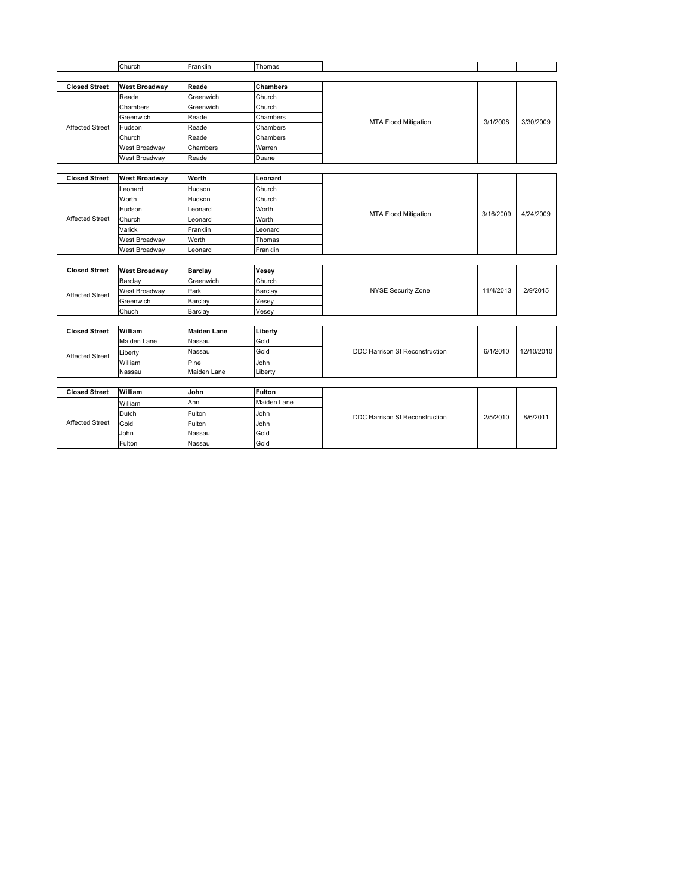| | | | | | | |
|---|---|---|---|---|---|---|
| | Church | Franklin | Thomas | | | |

| **Closed Street** | **West Broadway** | **Reade** | **Chambers** | | | |
|---|---|---|---|---|---|---|
| Affected Street | Reade | Greenwich | Church | MTA Flood Mitigation | 3/1/2008 | 3/30/2009 |
| | Chambers | Greenwich | Church | | | |
| | Greenwich | Reade | Chambers | | | |
| | Hudson | Reade | Chambers | | | |
| | Church | Reade | Chambers | | | |
| | West Broadway | Chambers | Warren | | | |
| | West Broadway | Reade | Duane | | | |

| **Closed Street** | **West Broadway** | **Worth** | **Leonard** | | | |
|---|---|---|---|---|---|---|
| Affected Street | Leonard | Hudson | Church | MTA Flood Mitigation | 3/16/2009 | 4/24/2009 |
| | Worth | Hudson | Church | | | |
| | Hudson | Leonard | Worth | | | |
| | Church | Leonard | Worth | | | |
| | Varick | Franklin | Leonard | | | |
| | West Broadway | Worth | Thomas | | | |
| | West Broadway | Leonard | Franklin | | | |

| **Closed Street** | **West Broadway** | **Barclay** | **Vesey** | | | |
|---|---|---|---|---|---|---|
| Affected Street | Barclay | Greenwich | Church | NYSE Security Zone | 11/4/2013 | 2/9/2015 |
| | West Broadway | Park | Barclay | | | |
| | Greenwich | Barclay | Vesey | | | |
| | Chuch | Barclay | Vesey | | | |

| **Closed Street** | **William** | **Maiden Lane** | **Liberty** | | | |
|---|---|---|---|---|---|---|
| Affected Street | Maiden Lane | Nassau | Gold | DDC Harrison St Reconstruction | 6/1/2010 | 12/10/2010 |
| | Liberty | Nassau | Gold | | | |
| | William | Pine | John | | | |
| | Nassau | Maiden Lane | Liberty | | | |

| **Closed Street** | **William** | **John** | **Fulton** | | | |
|---|---|---|---|---|---|---|
| Affected Street | William | Ann | Maiden Lane | DDC Harrison St Reconstruction | 2/5/2010 | 8/6/2011 |
| | Dutch | Fulton | John | | | |
| | Gold | Fulton | John | | | |
| | John | Nassau | Gold | | | |
| | Fulton | Nassau | Gold | | | |